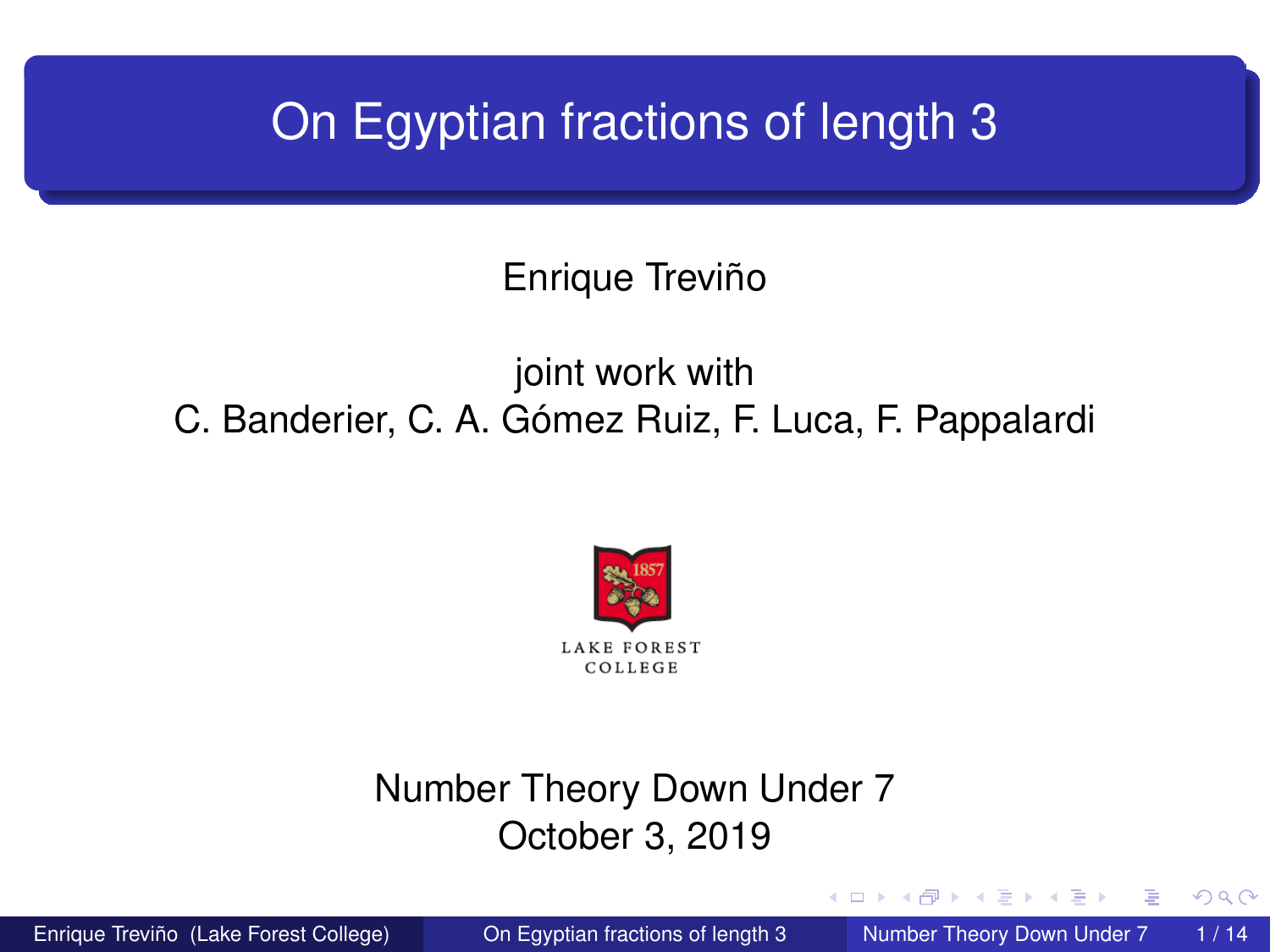# On Egyptian fractions of length 3

Enrique Treviño

joint work with
C. Banderier, C. A. Gómez Ruiz, F. Luca, F. Pappalardi

LAKE FOREST COLLEGE

Number Theory Down Under 7
October 3, 2019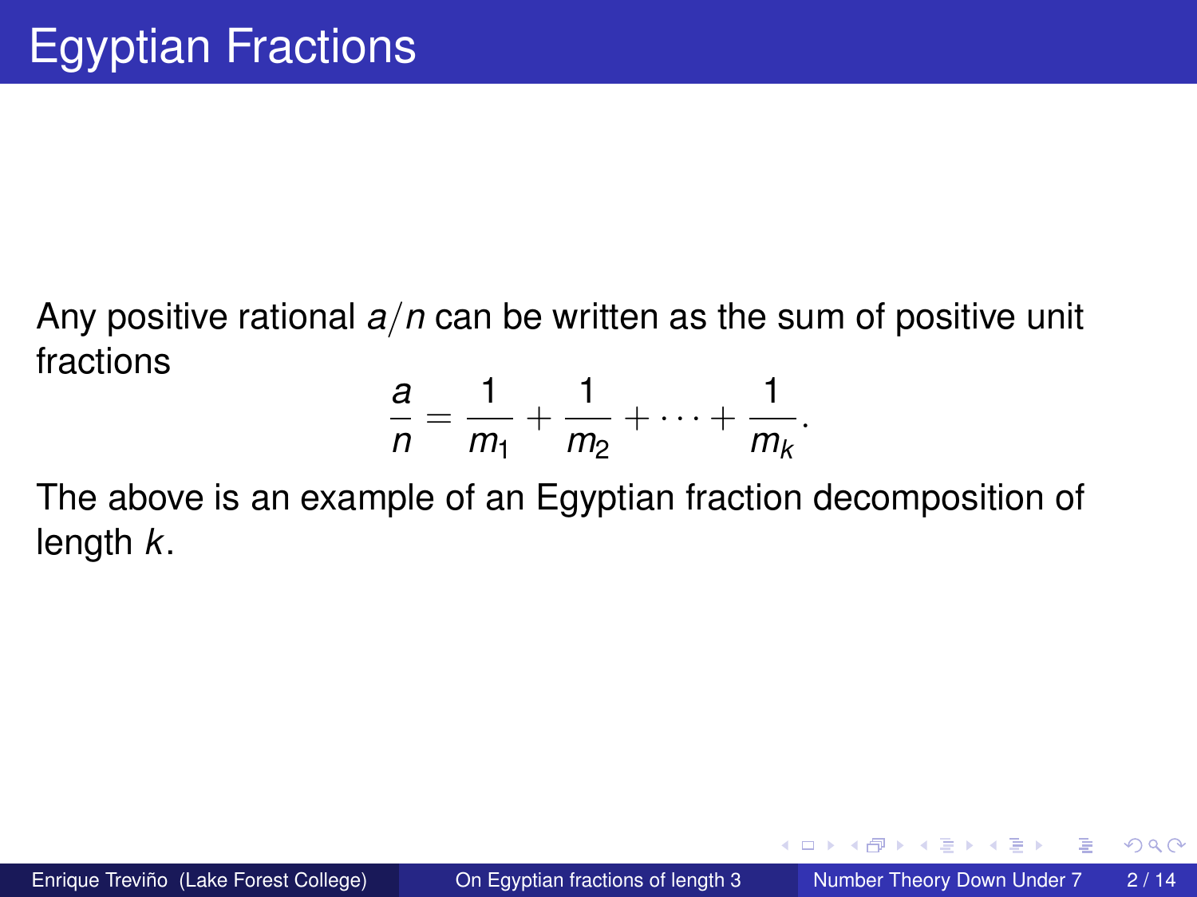# Egyptian Fractions

Any positive rational $a/n$ can be written as the sum of positive unit fractions

$$\frac{a}{n} = \frac{1}{m_1} + \frac{1}{m_2} + \cdots + \frac{1}{m_k}.$$

The above is an example of an Egyptian fraction decomposition of length $k$.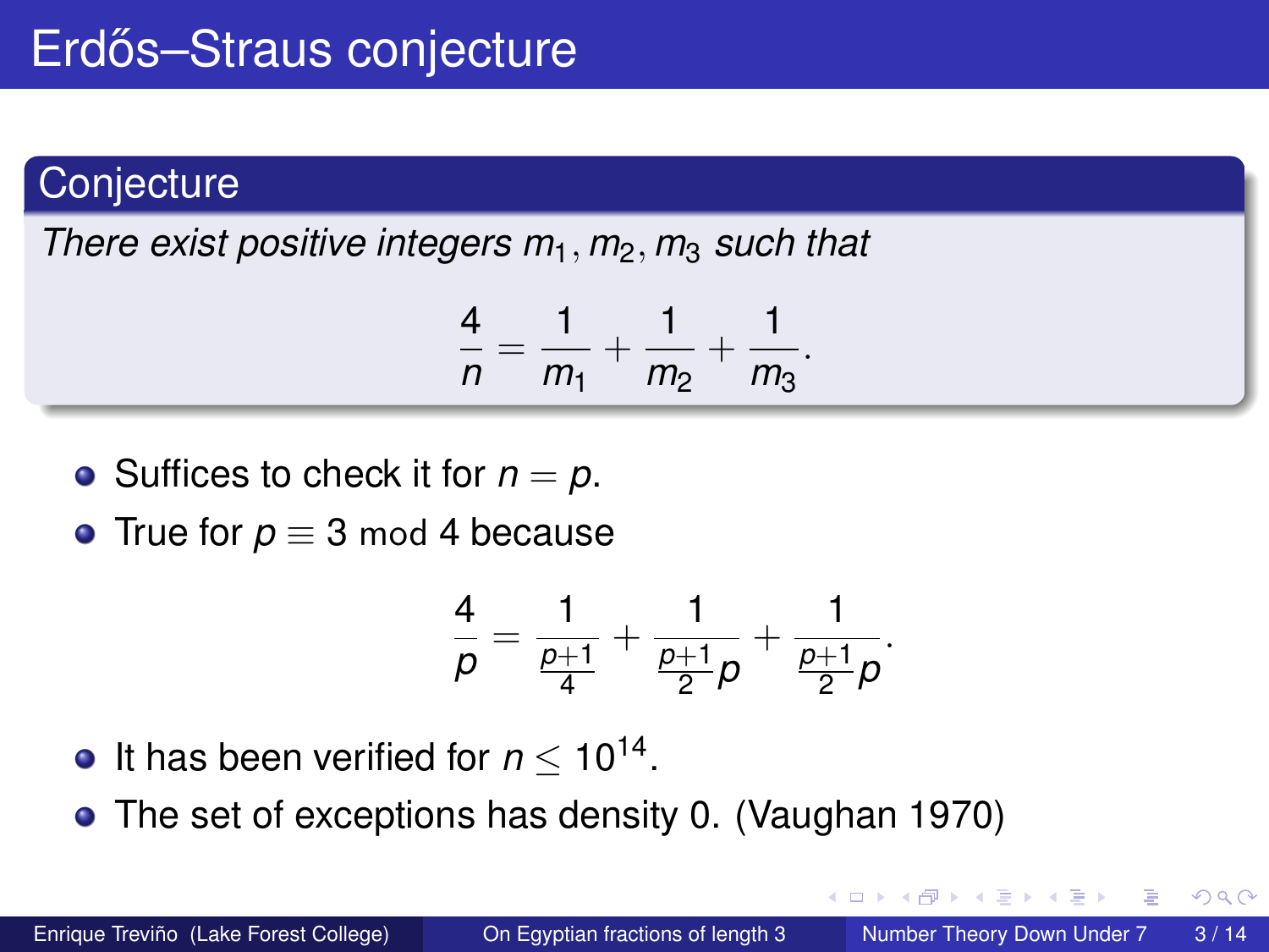# Erdős–Straus conjecture

**Conjecture**

*There exist positive integers $m_1, m_2, m_3$ such that*

$$\frac{4}{n} = \frac{1}{m_1} + \frac{1}{m_2} + \frac{1}{m_3}.$$

- Suffices to check it for $n = p$.
- True for $p \equiv 3 \bmod 4$ because

$$\frac{4}{p} = \frac{1}{\frac{p+1}{4}} + \frac{1}{\frac{p+1}{2}p} + \frac{1}{\frac{p+1}{2}p}.$$

- It has been verified for $n \leq 10^{14}$.
- The set of exceptions has density 0. (Vaughan 1970)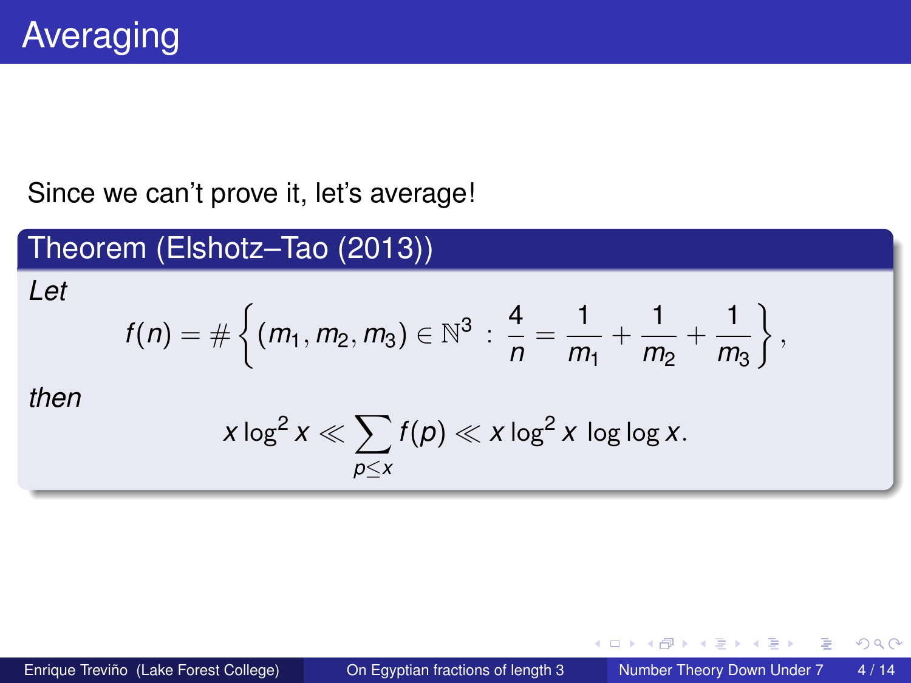# Averaging

Since we can't prove it, let's average!

**Theorem (Elshotz–Tao (2013))**

*Let*

$$f(n) = \#\left\{(m_1, m_2, m_3) \in \mathbb{N}^3 \,:\, \frac{4}{n} = \frac{1}{m_1} + \frac{1}{m_2} + \frac{1}{m_3}\right\},$$

*then*

$$x \log^2 x \ll \sum_{p \leq x} f(p) \ll x \log^2 x \, \log\log x.$$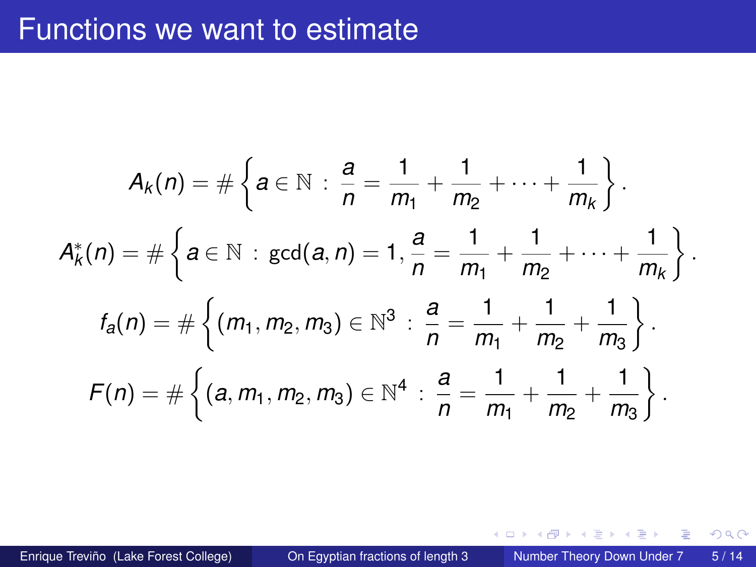# Functions we want to estimate

$$A_k(n) = \#\left\{a \in \mathbb{N} \,:\, \frac{a}{n} = \frac{1}{m_1} + \frac{1}{m_2} + \cdots + \frac{1}{m_k}\right\}.$$

$$A_k^*(n) = \#\left\{a \in \mathbb{N} \,:\, \gcd(a,n) = 1, \frac{a}{n} = \frac{1}{m_1} + \frac{1}{m_2} + \cdots + \frac{1}{m_k}\right\}.$$

$$f_a(n) = \#\left\{(m_1, m_2, m_3) \in \mathbb{N}^3 \,:\, \frac{a}{n} = \frac{1}{m_1} + \frac{1}{m_2} + \frac{1}{m_3}\right\}.$$

$$F(n) = \#\left\{(a, m_1, m_2, m_3) \in \mathbb{N}^4 \,:\, \frac{a}{n} = \frac{1}{m_1} + \frac{1}{m_2} + \frac{1}{m_3}\right\}.$$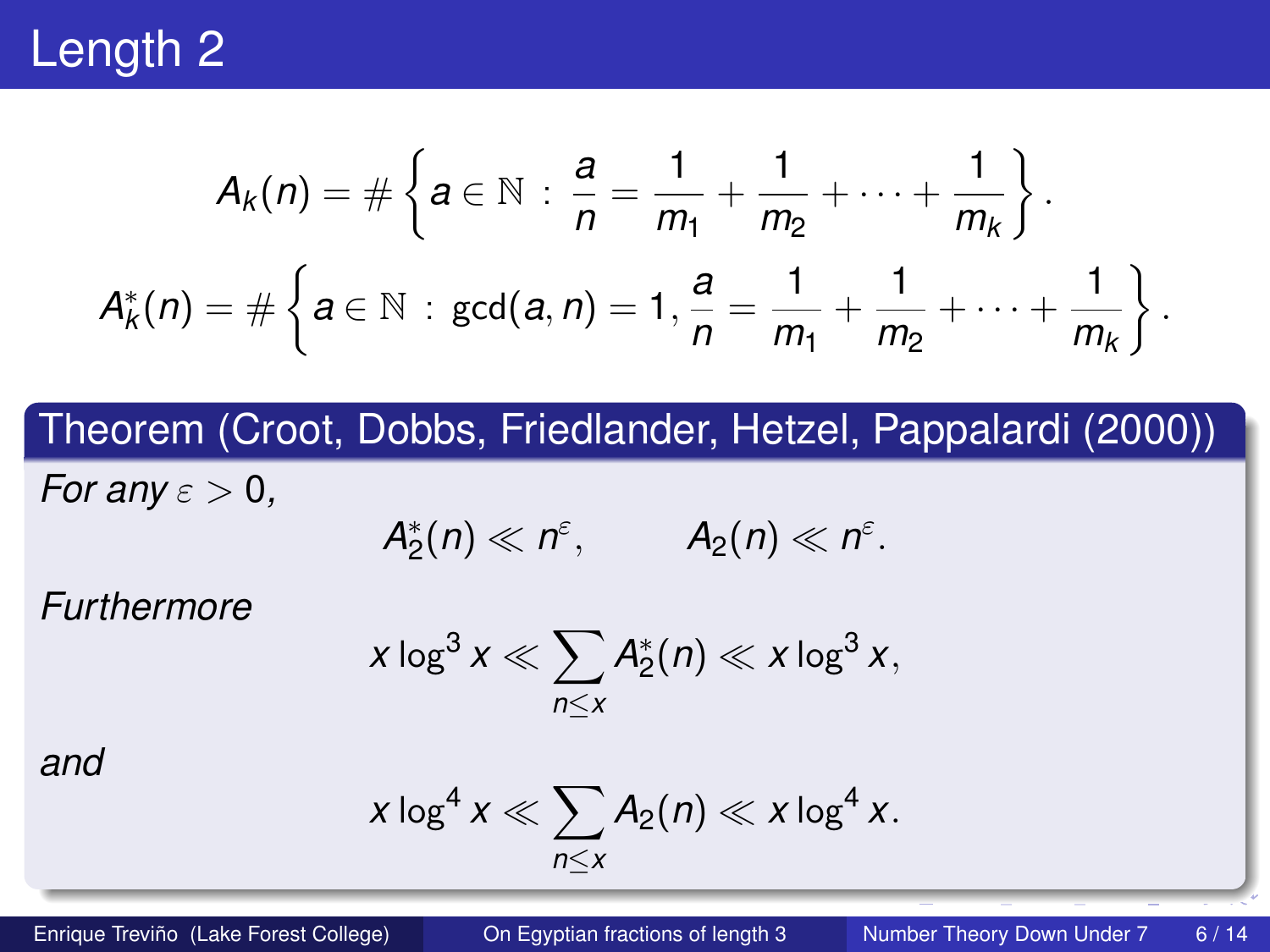# Length 2

$$A_k(n) = \#\left\{a \in \mathbb{N} \, : \, \frac{a}{n} = \frac{1}{m_1} + \frac{1}{m_2} + \cdots + \frac{1}{m_k}\right\}.$$

$$A_k^*(n) = \#\left\{a \in \mathbb{N} \, : \, \gcd(a,n) = 1, \frac{a}{n} = \frac{1}{m_1} + \frac{1}{m_2} + \cdots + \frac{1}{m_k}\right\}.$$

**Theorem (Croot, Dobbs, Friedlander, Hetzel, Pappalardi (2000))**

*For any* $\varepsilon > 0$*,*

$$A_2^*(n) \ll n^{\varepsilon}, \qquad A_2(n) \ll n^{\varepsilon}.$$

*Furthermore*

$$x \log^3 x \ll \sum_{n \leq x} A_2^*(n) \ll x \log^3 x,$$

*and*

$$x \log^4 x \ll \sum_{n \leq x} A_2(n) \ll x \log^4 x.$$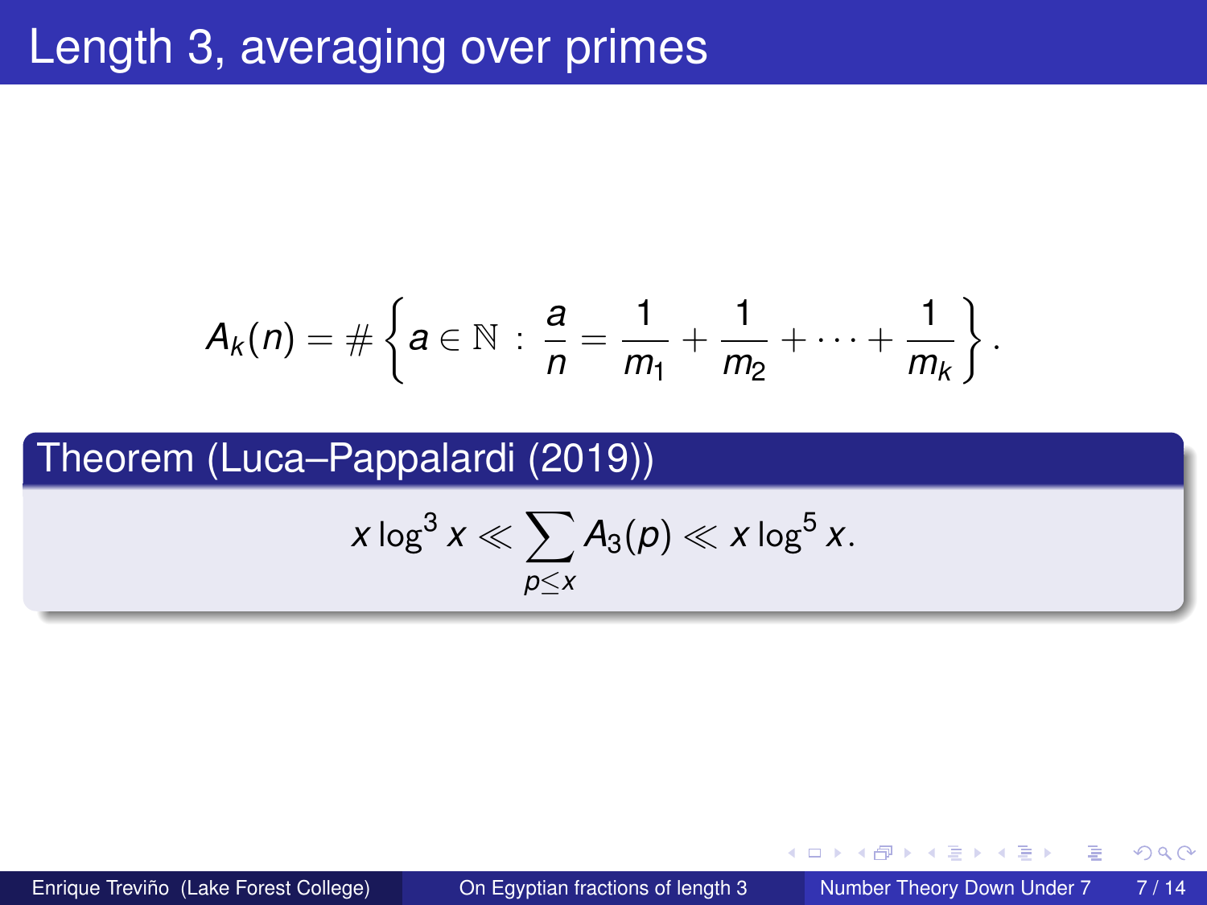# Length 3, averaging over primes

$$A_k(n) = \#\left\{a \in \mathbb{N} : \frac{a}{n} = \frac{1}{m_1} + \frac{1}{m_2} + \cdots + \frac{1}{m_k}\right\}.$$

**Theorem (Luca–Pappalardi (2019))**

$$x \log^3 x \ll \sum_{p \le x} A_3(p) \ll x \log^5 x.$$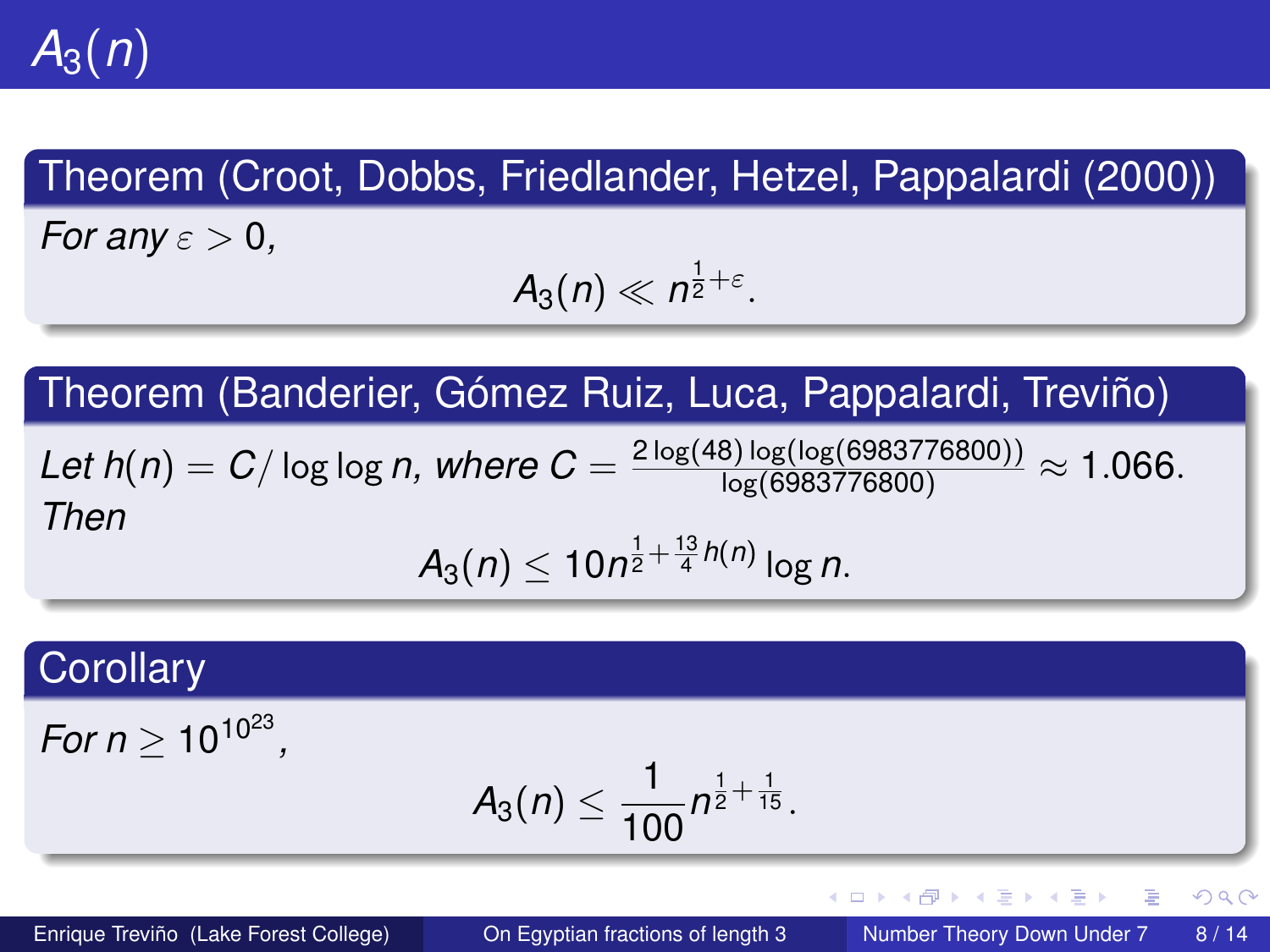# $A_3(n)$

**Theorem (Croot, Dobbs, Friedlander, Hetzel, Pappalardi (2000))**

*For any* $\varepsilon > 0$,

$$A_3(n) \ll n^{\frac{1}{2}+\varepsilon}.$$

**Theorem (Banderier, Gómez Ruiz, Luca, Pappalardi, Treviño)**

*Let* $h(n) = C/\log\log n$*, where* $C = \frac{2\log(48)\log(\log(6983776800))}{\log(6983776800)} \approx 1.066$*. Then*

$$A_3(n) \leq 10n^{\frac{1}{2}+\frac{13}{4}h(n)}\log n.$$

**Corollary**

*For* $n \geq 10^{10^{23}}$,

$$A_3(n) \leq \frac{1}{100}n^{\frac{1}{2}+\frac{1}{15}}.$$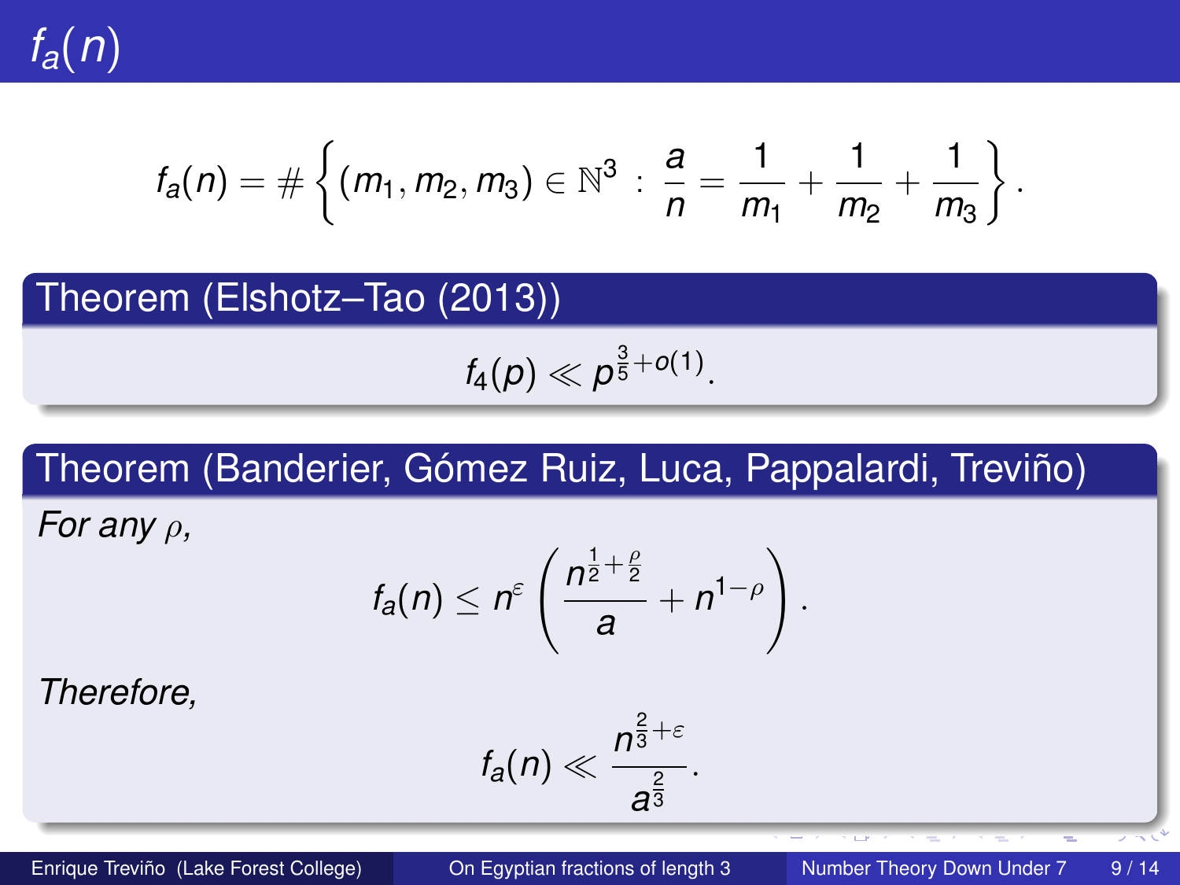# $f_a(n)$

$$f_a(n) = \#\left\{(m_1, m_2, m_3) \in \mathbb{N}^3 \,:\, \frac{a}{n} = \frac{1}{m_1} + \frac{1}{m_2} + \frac{1}{m_3}\right\}.$$

**Theorem (Elshotz–Tao (2013))**

$$f_4(p) \ll p^{\frac{3}{5}+o(1)}.$$

**Theorem (Banderier, Gómez Ruiz, Luca, Pappalardi, Treviño)**

*For any $\rho$,*

$$f_a(n) \leq n^{\varepsilon}\left(\frac{n^{\frac{1}{2}+\frac{\rho}{2}}}{a} + n^{1-\rho}\right).$$

*Therefore,*

$$f_a(n) \ll \frac{n^{\frac{2}{3}+\varepsilon}}{a^{\frac{2}{3}}}.$$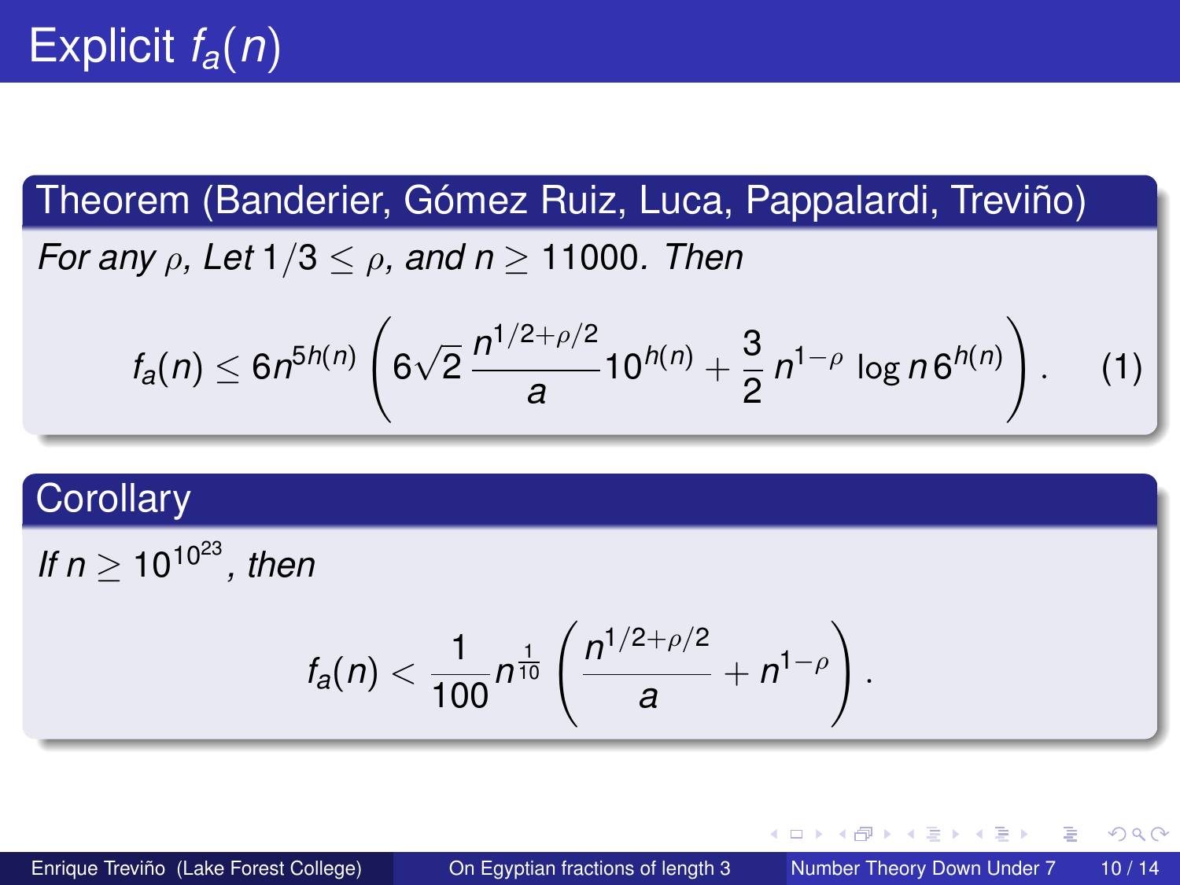# Explicit $f_a(n)$

**Theorem (Banderier, Gómez Ruiz, Luca, Pappalardi, Treviño)**

*For any $\rho$, Let $1/3 \leq \rho$, and $n \geq 11000$. Then*

$$f_a(n) \leq 6n^{5h(n)} \left( 6\sqrt{2}\, \frac{n^{1/2+\rho/2}}{a} 10^{h(n)} + \frac{3}{2}\, n^{1-\rho} \log n \, 6^{h(n)} \right). \qquad (1)$$

**Corollary**

*If $n \geq 10^{10^{23}}$, then*

$$f_a(n) < \frac{1}{100} n^{\frac{1}{10}} \left( \frac{n^{1/2+\rho/2}}{a} + n^{1-\rho} \right).$$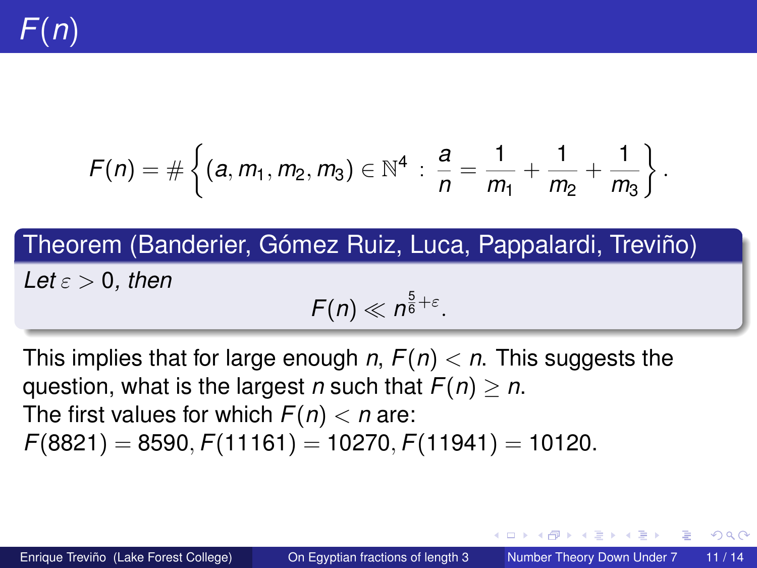# $F(n)$

$$F(n) = \#\left\{(a, m_1, m_2, m_3) \in \mathbb{N}^4 \, : \, \frac{a}{n} = \frac{1}{m_1} + \frac{1}{m_2} + \frac{1}{m_3}\right\}.$$

**Theorem (Banderier, Gómez Ruiz, Luca, Pappalardi, Treviño)**

*Let* $\varepsilon > 0$*, then*

$$F(n) \ll n^{\frac{5}{6}+\varepsilon}.$$

This implies that for large enough $n$, $F(n) < n$. This suggests the question, what is the largest $n$ such that $F(n) \geq n$.

The first values for which $F(n) < n$ are:
$F(8821) = 8590, F(11161) = 10270, F(11941) = 10120.$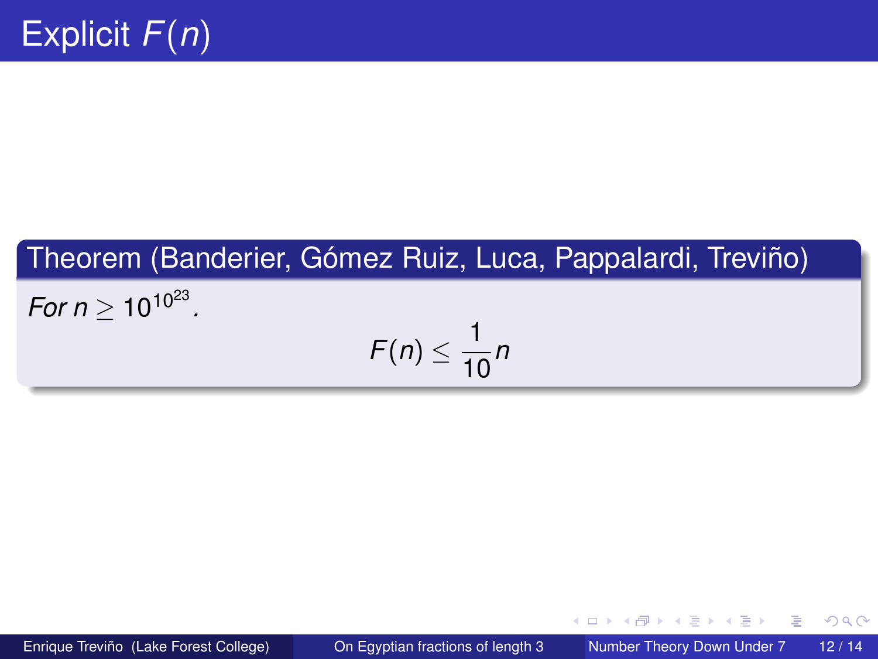# Explicit $F(n)$

**Theorem (Banderier, Gómez Ruiz, Luca, Pappalardi, Treviño)**

*For $n \geq 10^{10^{23}}$.*

$$F(n) \leq \frac{1}{10}n$$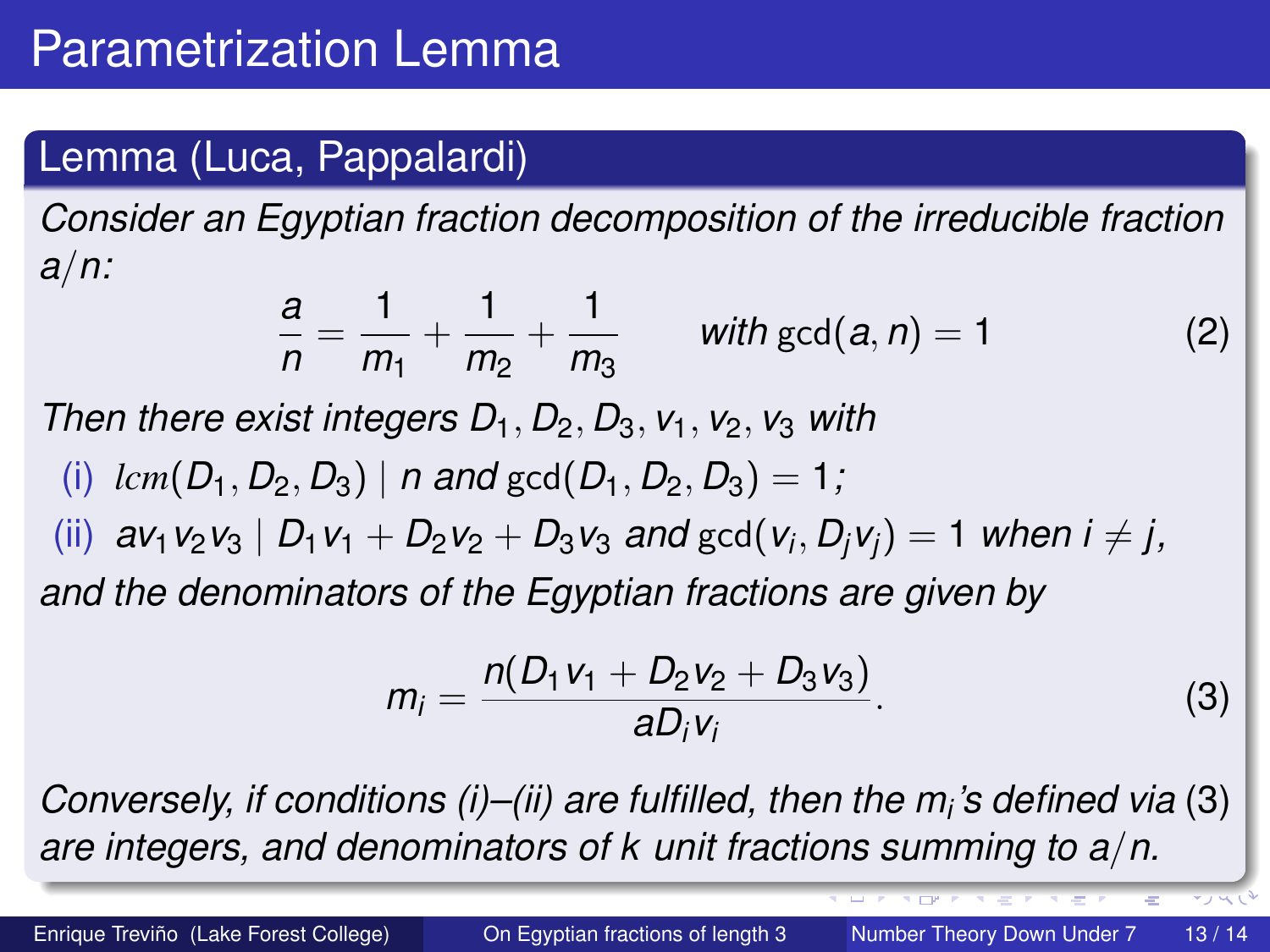# Parametrization Lemma

## Lemma (Luca, Pappalardi)

*Consider an Egyptian fraction decomposition of the irreducible fraction $a/n$:*

$$\frac{a}{n} = \frac{1}{m_1} + \frac{1}{m_2} + \frac{1}{m_3} \qquad \textit{with } \gcd(a,n) = 1 \tag{2}$$

*Then there exist integers $D_1, D_2, D_3, v_1, v_2, v_3$ with*

(i) $lcm(D_1, D_2, D_3) \mid n$ *and* $\gcd(D_1, D_2, D_3) = 1$*;*

(ii) $av_1v_2v_3 \mid D_1v_1 + D_2v_2 + D_3v_3$ *and* $\gcd(v_i, D_jv_j) = 1$ *when* $i \neq j$*,*

*and the denominators of the Egyptian fractions are given by*

$$m_i = \frac{n(D_1v_1 + D_2v_2 + D_3v_3)}{aD_iv_i}. \tag{3}$$

*Conversely, if conditions (i)–(ii) are fulfilled, then the $m_i$'s defined via* (3) *are integers, and denominators of $k$ unit fractions summing to $a/n$.*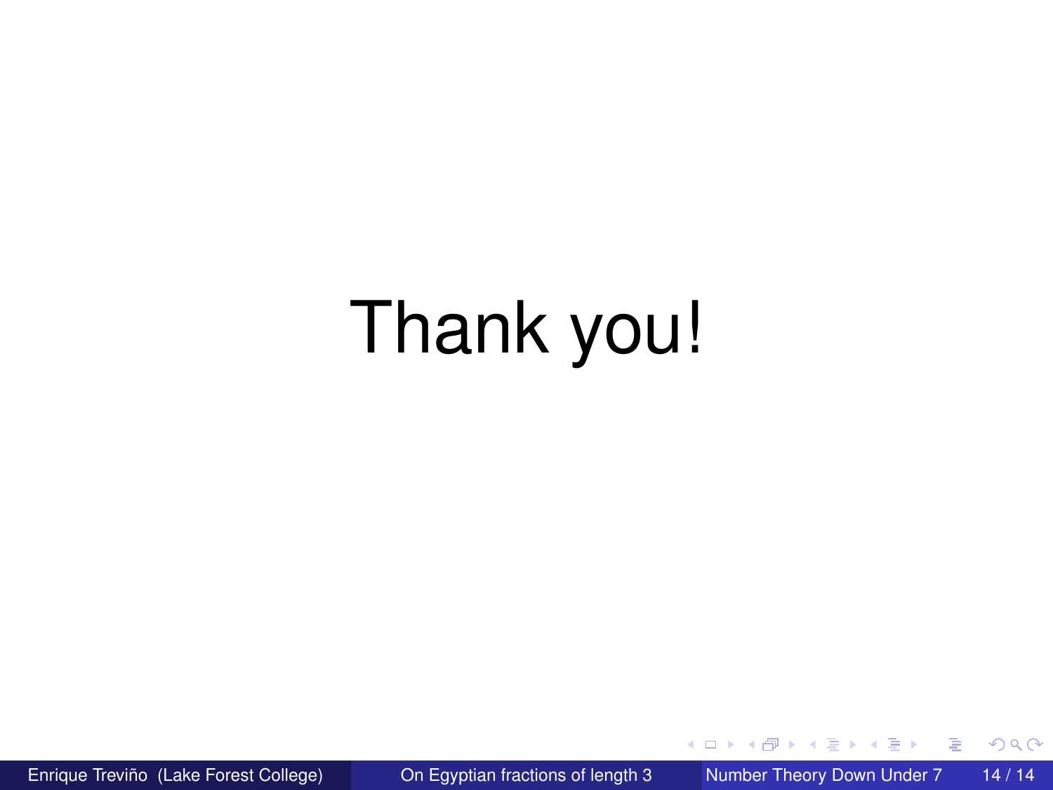Thank you!